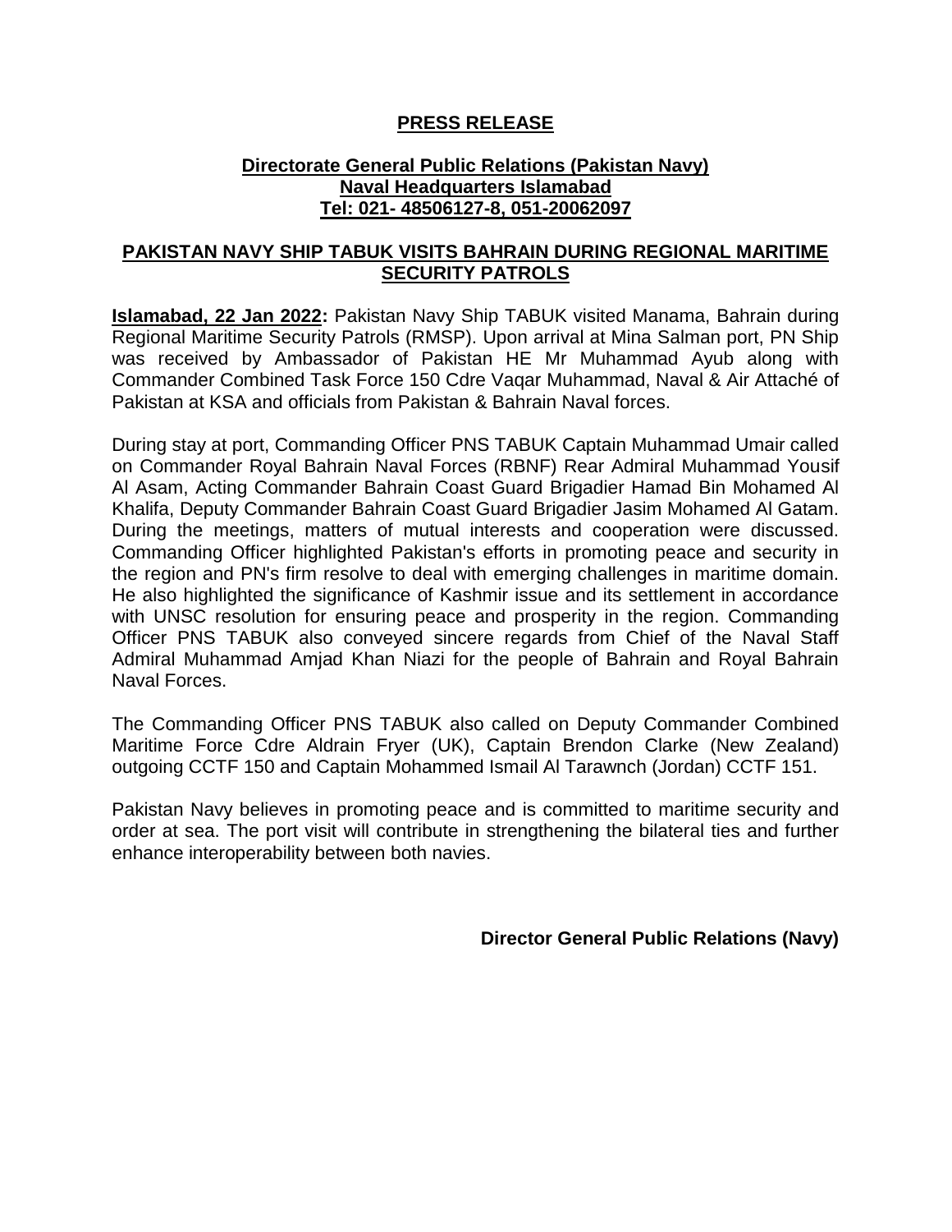**PRESS RELEASE**

**Directorate General Public Relations (Pakistan Navy)**
**Naval Headquarters Islamabad**
**Tel: 021- 48506127-8, 051-20062097**

## PAKISTAN NAVY SHIP TABUK VISITS BAHRAIN DURING REGIONAL MARITIME SECURITY PATROLS

**Islamabad, 22 Jan 2022:** Pakistan Navy Ship TABUK visited Manama, Bahrain during Regional Maritime Security Patrols (RMSP). Upon arrival at Mina Salman port, PN Ship was received by Ambassador of Pakistan HE Mr Muhammad Ayub along with Commander Combined Task Force 150 Cdre Vaqar Muhammad, Naval & Air Attaché of Pakistan at KSA and officials from Pakistan & Bahrain Naval forces.

During stay at port, Commanding Officer PNS TABUK Captain Muhammad Umair called on Commander Royal Bahrain Naval Forces (RBNF) Rear Admiral Muhammad Yousif Al Asam, Acting Commander Bahrain Coast Guard Brigadier Hamad Bin Mohamed Al Khalifa, Deputy Commander Bahrain Coast Guard Brigadier Jasim Mohamed Al Gatam. During the meetings, matters of mutual interests and cooperation were discussed. Commanding Officer highlighted Pakistan's efforts in promoting peace and security in the region and PN's firm resolve to deal with emerging challenges in maritime domain. He also highlighted the significance of Kashmir issue and its settlement in accordance with UNSC resolution for ensuring peace and prosperity in the region. Commanding Officer PNS TABUK also conveyed sincere regards from Chief of the Naval Staff Admiral Muhammad Amjad Khan Niazi for the people of Bahrain and Royal Bahrain Naval Forces.

The Commanding Officer PNS TABUK also called on Deputy Commander Combined Maritime Force Cdre Aldrain Fryer (UK), Captain Brendon Clarke (New Zealand) outgoing CCTF 150 and Captain Mohammed Ismail Al Tarawnch (Jordan) CCTF 151.

Pakistan Navy believes in promoting peace and is committed to maritime security and order at sea. The port visit will contribute in strengthening the bilateral ties and further enhance interoperability between both navies.

**Director General Public Relations (Navy)**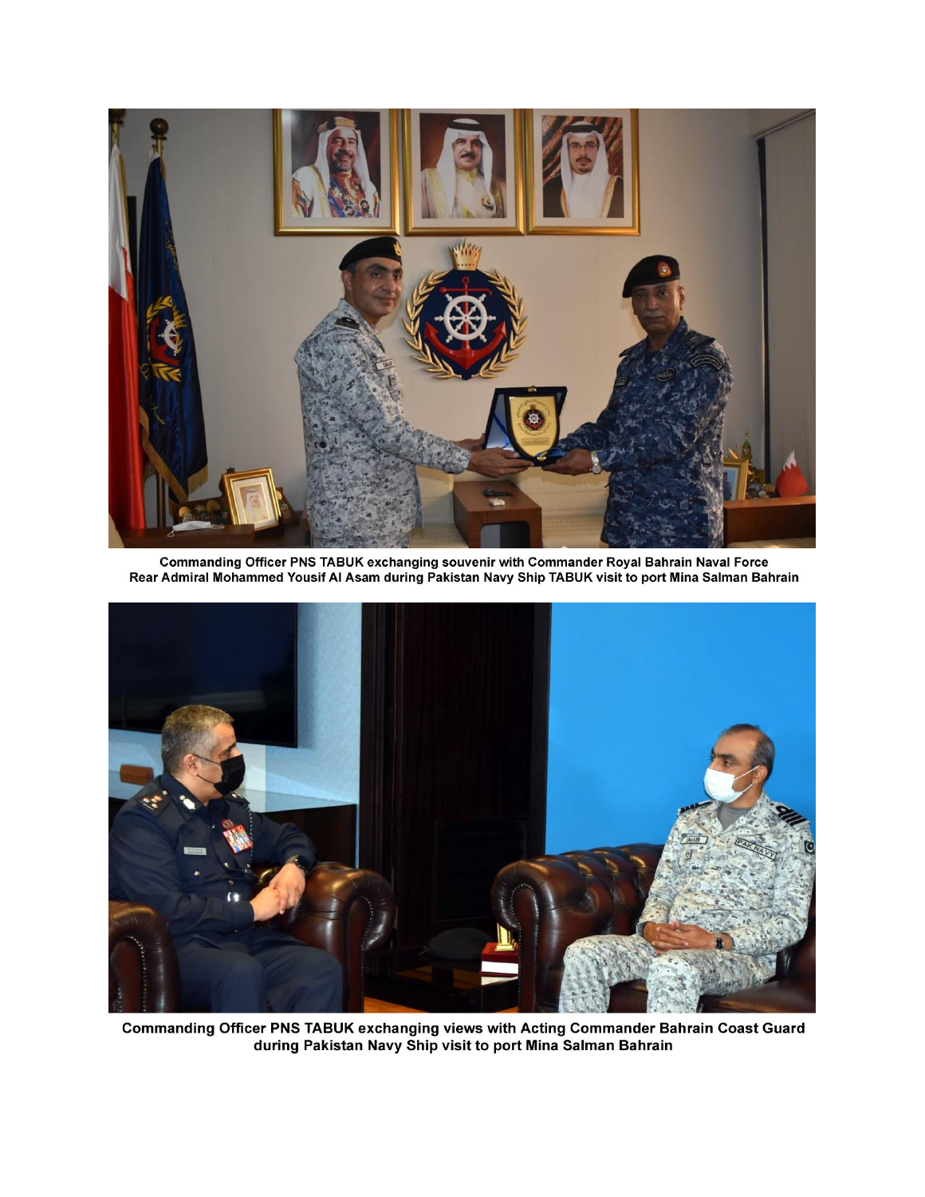Commanding Officer PNS TABUK exchanging souvenir with Commander Royal Bahrain Naval Force Rear Admiral Mohammed Yousif Al Asam during Pakistan Navy Ship TABUK visit to port Mina Salman Bahrain

Commanding Officer PNS TABUK exchanging views with Acting Commander Bahrain Coast Guard during Pakistan Navy Ship visit to port Mina Salman Bahrain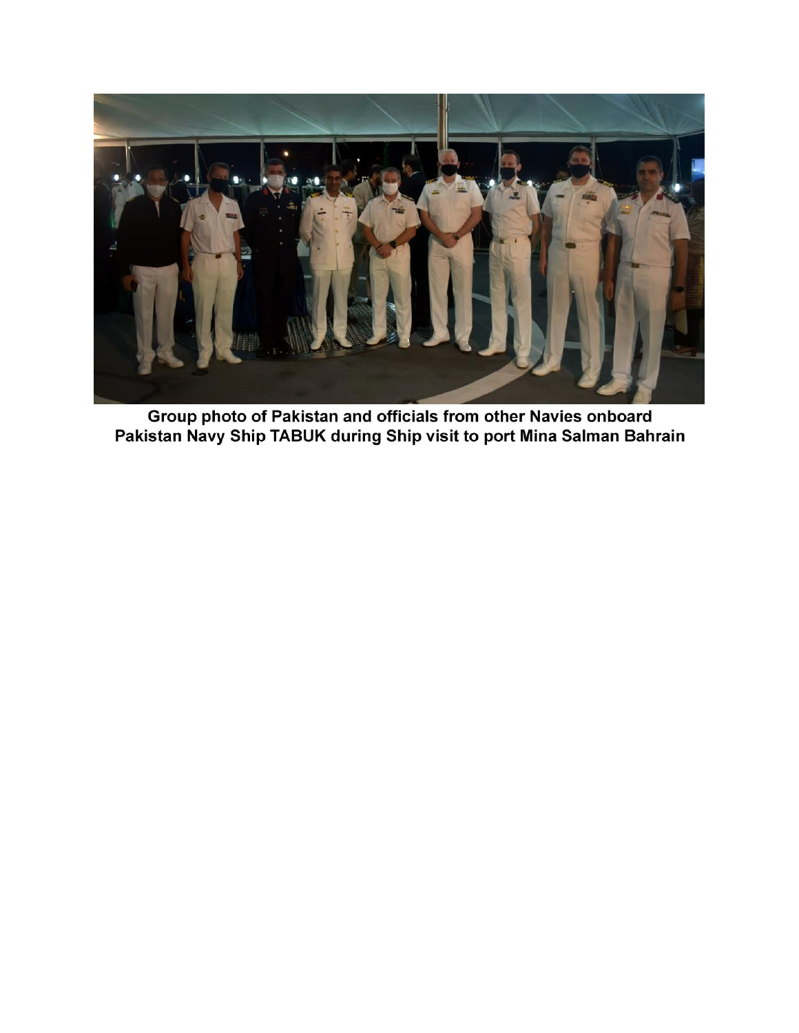**Group photo of Pakistan and officials from other Navies onboard Pakistan Navy Ship TABUK during Ship visit to port Mina Salman Bahrain**